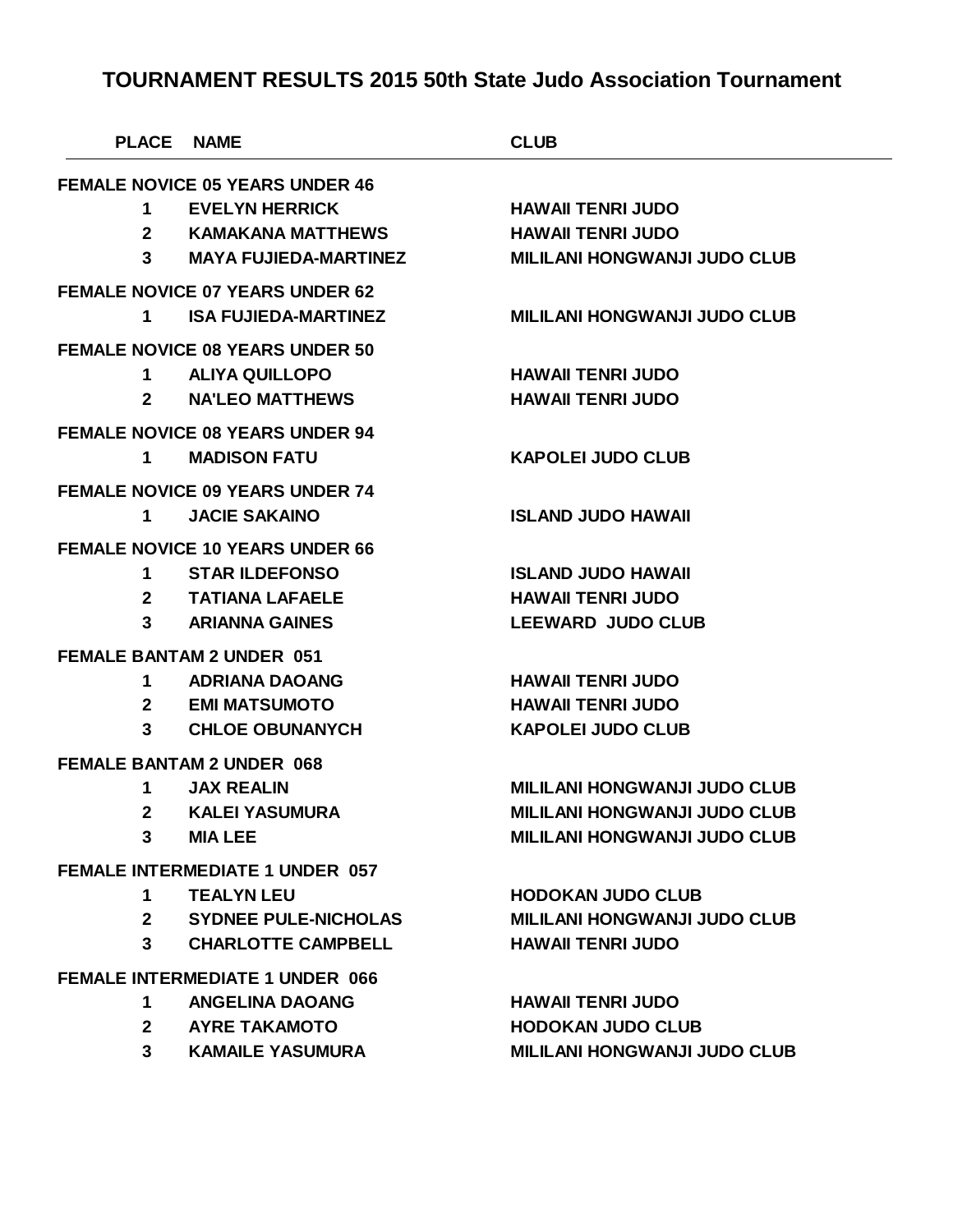# TOURNAMENT RESULTS 2015 50th State Judo Association Tournament

| PLACE | NAME | CLUB |
|---|---|---|
| **FEMALE NOVICE 05 YEARS UNDER 46** | | |
| 1 | EVELYN HERRICK | HAWAII TENRI JUDO |
| 2 | KAMAKANA MATTHEWS | HAWAII TENRI JUDO |
| 3 | MAYA FUJIEDA-MARTINEZ | MILILANI HONGWANJI JUDO CLUB |
| **FEMALE NOVICE 07 YEARS UNDER 62** | | |
| 1 | ISA FUJIEDA-MARTINEZ | MILILANI HONGWANJI JUDO CLUB |
| **FEMALE NOVICE 08 YEARS UNDER 50** | | |
| 1 | ALIYA QUILLOPO | HAWAII TENRI JUDO |
| 2 | NA'LEO MATTHEWS | HAWAII TENRI JUDO |
| **FEMALE NOVICE 08 YEARS UNDER 94** | | |
| 1 | MADISON FATU | KAPOLEI JUDO CLUB |
| **FEMALE NOVICE 09 YEARS UNDER 74** | | |
| 1 | JACIE SAKAINO | ISLAND JUDO HAWAII |
| **FEMALE NOVICE 10 YEARS UNDER 66** | | |
| 1 | STAR ILDEFONSO | ISLAND JUDO HAWAII |
| 2 | TATIANA LAFAELE | HAWAII TENRI JUDO |
| 3 | ARIANNA GAINES | LEEWARD JUDO CLUB |
| **FEMALE BANTAM 2 UNDER 051** | | |
| 1 | ADRIANA DAOANG | HAWAII TENRI JUDO |
| 2 | EMI MATSUMOTO | HAWAII TENRI JUDO |
| 3 | CHLOE OBUNANYCH | KAPOLEI JUDO CLUB |
| **FEMALE BANTAM 2 UNDER 068** | | |
| 1 | JAX REALIN | MILILANI HONGWANJI JUDO CLUB |
| 2 | KALEI YASUMURA | MILILANI HONGWANJI JUDO CLUB |
| 3 | MIA LEE | MILILANI HONGWANJI JUDO CLUB |
| **FEMALE INTERMEDIATE 1 UNDER 057** | | |
| 1 | TEALYN LEU | HODOKAN JUDO CLUB |
| 2 | SYDNEE PULE-NICHOLAS | MILILANI HONGWANJI JUDO CLUB |
| 3 | CHARLOTTE CAMPBELL | HAWAII TENRI JUDO |
| **FEMALE INTERMEDIATE 1 UNDER 066** | | |
| 1 | ANGELINA DAOANG | HAWAII TENRI JUDO |
| 2 | AYRE TAKAMOTO | HODOKAN JUDO CLUB |
| 3 | KAMAILE YASUMURA | MILILANI HONGWANJI JUDO CLUB |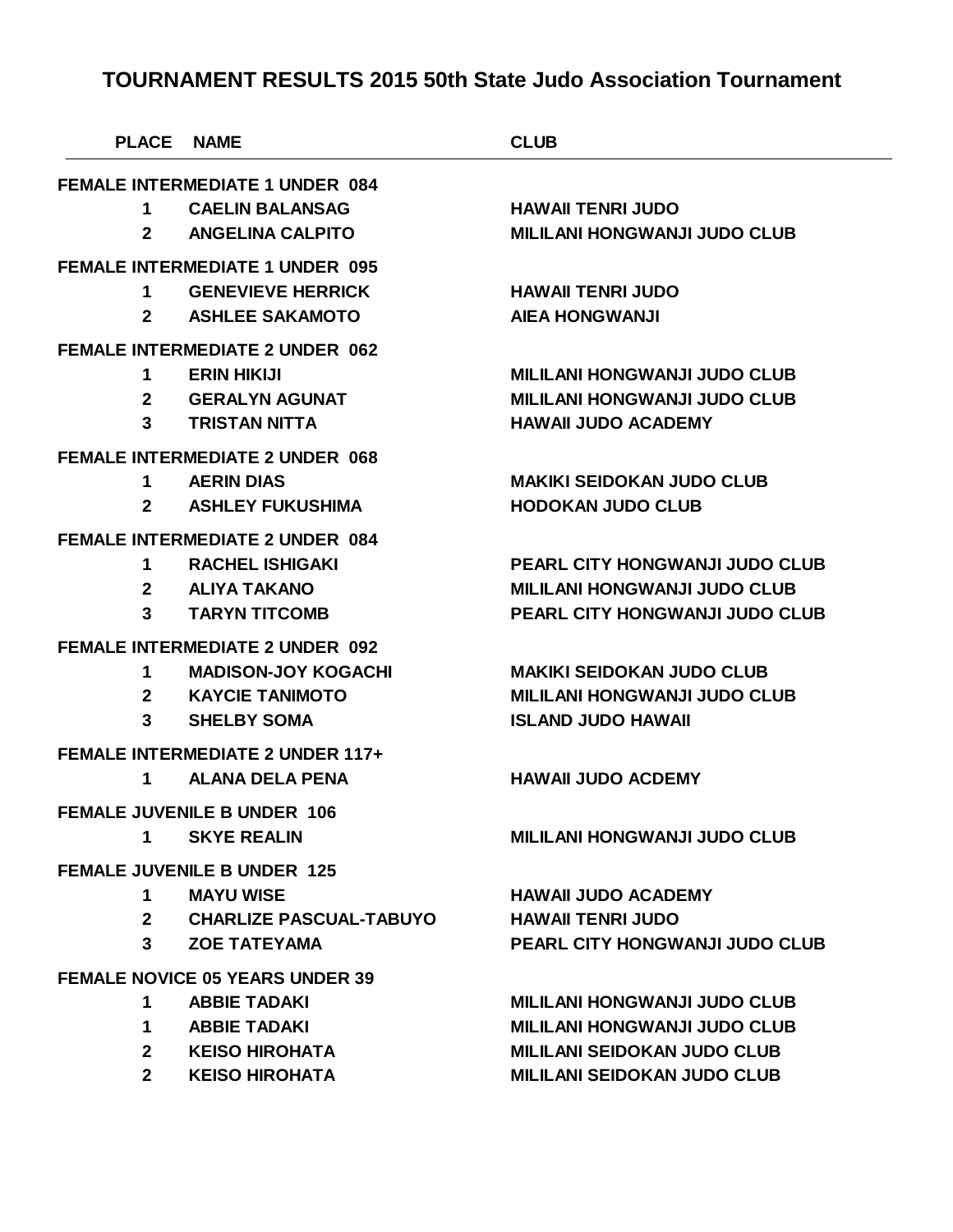# TOURNAMENT RESULTS 2015 50th State Judo Association Tournament

| PLACE | NAME | CLUB |
|---|---|---|
| **FEMALE INTERMEDIATE 1 UNDER 084** | | |
| 1 | CAELIN BALANSAG | HAWAII TENRI JUDO |
| 2 | ANGELINA CALPITO | MILILANI HONGWANJI JUDO CLUB |
| **FEMALE INTERMEDIATE 1 UNDER 095** | | |
| 1 | GENEVIEVE HERRICK | HAWAII TENRI JUDO |
| 2 | ASHLEE SAKAMOTO | AIEA HONGWANJI |
| **FEMALE INTERMEDIATE 2 UNDER 062** | | |
| 1 | ERIN HIKIJI | MILILANI HONGWANJI JUDO CLUB |
| 2 | GERALYN AGUNAT | MILILANI HONGWANJI JUDO CLUB |
| 3 | TRISTAN NITTA | HAWAII JUDO ACADEMY |
| **FEMALE INTERMEDIATE 2 UNDER 068** | | |
| 1 | AERIN DIAS | MAKIKI SEIDOKAN JUDO CLUB |
| 2 | ASHLEY FUKUSHIMA | HODOKAN JUDO CLUB |
| **FEMALE INTERMEDIATE 2 UNDER 084** | | |
| 1 | RACHEL ISHIGAKI | PEARL CITY HONGWANJI JUDO CLUB |
| 2 | ALIYA TAKANO | MILILANI HONGWANJI JUDO CLUB |
| 3 | TARYN TITCOMB | PEARL CITY HONGWANJI JUDO CLUB |
| **FEMALE INTERMEDIATE 2 UNDER 092** | | |
| 1 | MADISON-JOY KOGACHI | MAKIKI SEIDOKAN JUDO CLUB |
| 2 | KAYCIE TANIMOTO | MILILANI HONGWANJI JUDO CLUB |
| 3 | SHELBY SOMA | ISLAND JUDO HAWAII |
| **FEMALE INTERMEDIATE 2 UNDER 117+** | | |
| 1 | ALANA DELA PENA | HAWAII JUDO ACDEMY |
| **FEMALE JUVENILE B UNDER 106** | | |
| 1 | SKYE REALIN | MILILANI HONGWANJI JUDO CLUB |
| **FEMALE JUVENILE B UNDER 125** | | |
| 1 | MAYU WISE | HAWAII JUDO ACADEMY |
| 2 | CHARLIZE PASCUAL-TABUYO | HAWAII TENRI JUDO |
| 3 | ZOE TATEYAMA | PEARL CITY HONGWANJI JUDO CLUB |
| **FEMALE NOVICE 05 YEARS UNDER 39** | | |
| 1 | ABBIE TADAKI | MILILANI HONGWANJI JUDO CLUB |
| 1 | ABBIE TADAKI | MILILANI HONGWANJI JUDO CLUB |
| 2 | KEISO HIROHATA | MILILANI SEIDOKAN JUDO CLUB |
| 2 | KEISO HIROHATA | MILILANI SEIDOKAN JUDO CLUB |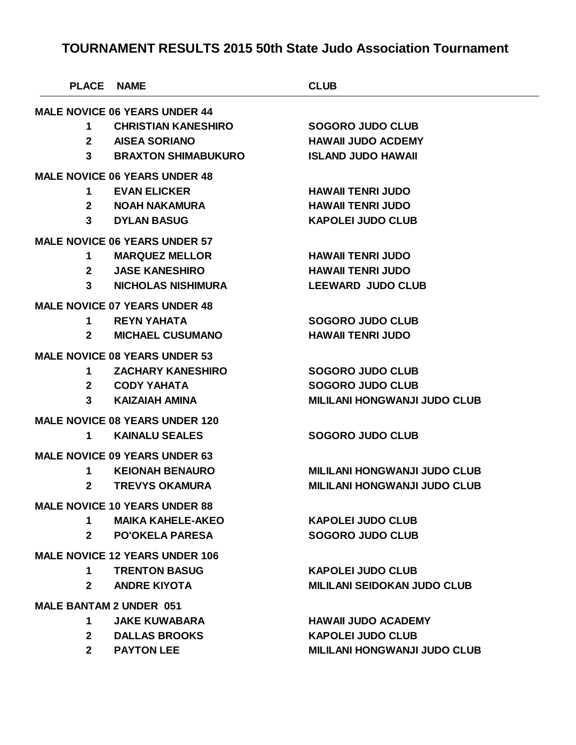# TOURNAMENT RESULTS 2015 50th State Judo Association Tournament

| PLACE | NAME | CLUB |
|---|---|---|
| **MALE NOVICE 06 YEARS UNDER 44** | | |
| 1 | CHRISTIAN KANESHIRO | SOGORO JUDO CLUB |
| 2 | AISEA SORIANO | HAWAII JUDO ACDEMY |
| 3 | BRAXTON SHIMABUKURO | ISLAND JUDO HAWAII |
| **MALE NOVICE 06 YEARS UNDER 48** | | |
| 1 | EVAN ELICKER | HAWAII TENRI JUDO |
| 2 | NOAH NAKAMURA | HAWAII TENRI JUDO |
| 3 | DYLAN BASUG | KAPOLEI JUDO CLUB |
| **MALE NOVICE 06 YEARS UNDER 57** | | |
| 1 | MARQUEZ MELLOR | HAWAII TENRI JUDO |
| 2 | JASE KANESHIRO | HAWAII TENRI JUDO |
| 3 | NICHOLAS NISHIMURA | LEEWARD JUDO CLUB |
| **MALE NOVICE 07 YEARS UNDER 48** | | |
| 1 | REYN YAHATA | SOGORO JUDO CLUB |
| 2 | MICHAEL CUSUMANO | HAWAII TENRI JUDO |
| **MALE NOVICE 08 YEARS UNDER 53** | | |
| 1 | ZACHARY KANESHIRO | SOGORO JUDO CLUB |
| 2 | CODY YAHATA | SOGORO JUDO CLUB |
| 3 | KAIZAIAH AMINA | MILILANI HONGWANJI JUDO CLUB |
| **MALE NOVICE 08 YEARS UNDER 120** | | |
| 1 | KAINALU SEALES | SOGORO JUDO CLUB |
| **MALE NOVICE 09 YEARS UNDER 63** | | |
| 1 | KEIONAH BENAURO | MILILANI HONGWANJI JUDO CLUB |
| 2 | TREVYS OKAMURA | MILILANI HONGWANJI JUDO CLUB |
| **MALE NOVICE 10 YEARS UNDER 88** | | |
| 1 | MAIKA KAHELE-AKEO | KAPOLEI JUDO CLUB |
| 2 | PO'OKELA PARESA | SOGORO JUDO CLUB |
| **MALE NOVICE 12 YEARS UNDER 106** | | |
| 1 | TRENTON BASUG | KAPOLEI JUDO CLUB |
| 2 | ANDRE KIYOTA | MILILANI SEIDOKAN JUDO CLUB |
| **MALE BANTAM 2 UNDER 051** | | |
| 1 | JAKE KUWABARA | HAWAII JUDO ACADEMY |
| 2 | DALLAS BROOKS | KAPOLEI JUDO CLUB |
| 2 | PAYTON LEE | MILILANI HONGWANJI JUDO CLUB |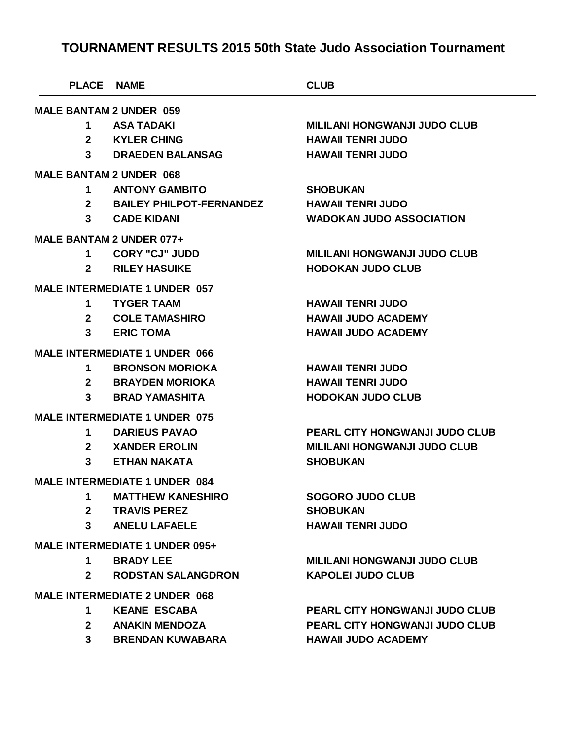# TOURNAMENT RESULTS 2015 50th State Judo Association Tournament

| PLACE | NAME | CLUB |
|---|---|---|
| **MALE BANTAM 2 UNDER 059** | | |
| 1 | ASA TADAKI | MILILANI HONGWANJI JUDO CLUB |
| 2 | KYLER CHING | HAWAII TENRI JUDO |
| 3 | DRAEDEN BALANSAG | HAWAII TENRI JUDO |
| **MALE BANTAM 2 UNDER 068** | | |
| 1 | ANTONY GAMBITO | SHOBUKAN |
| 2 | BAILEY PHILPOT-FERNANDEZ | HAWAII TENRI JUDO |
| 3 | CADE KIDANI | WADOKAN JUDO ASSOCIATION |
| **MALE BANTAM 2 UNDER 077+** | | |
| 1 | CORY "CJ" JUDD | MILILANI HONGWANJI JUDO CLUB |
| 2 | RILEY HASUIKE | HODOKAN JUDO CLUB |
| **MALE INTERMEDIATE 1 UNDER 057** | | |
| 1 | TYGER TAAM | HAWAII TENRI JUDO |
| 2 | COLE TAMASHIRO | HAWAII JUDO ACADEMY |
| 3 | ERIC TOMA | HAWAII JUDO ACADEMY |
| **MALE INTERMEDIATE 1 UNDER 066** | | |
| 1 | BRONSON MORIOKA | HAWAII TENRI JUDO |
| 2 | BRAYDEN MORIOKA | HAWAII TENRI JUDO |
| 3 | BRAD YAMASHITA | HODOKAN JUDO CLUB |
| **MALE INTERMEDIATE 1 UNDER 075** | | |
| 1 | DARIEUS PAVAO | PEARL CITY HONGWANJI JUDO CLUB |
| 2 | XANDER EROLIN | MILILANI HONGWANJI JUDO CLUB |
| 3 | ETHAN NAKATA | SHOBUKAN |
| **MALE INTERMEDIATE 1 UNDER 084** | | |
| 1 | MATTHEW KANESHIRO | SOGORO JUDO CLUB |
| 2 | TRAVIS PEREZ | SHOBUKAN |
| 3 | ANELU LAFAELE | HAWAII TENRI JUDO |
| **MALE INTERMEDIATE 1 UNDER 095+** | | |
| 1 | BRADY LEE | MILILANI HONGWANJI JUDO CLUB |
| 2 | RODSTAN SALANGDRON | KAPOLEI JUDO CLUB |
| **MALE INTERMEDIATE 2 UNDER 068** | | |
| 1 | KEANE ESCABA | PEARL CITY HONGWANJI JUDO CLUB |
| 2 | ANAKIN MENDOZA | PEARL CITY HONGWANJI JUDO CLUB |
| 3 | BRENDAN KUWABARA | HAWAII JUDO ACADEMY |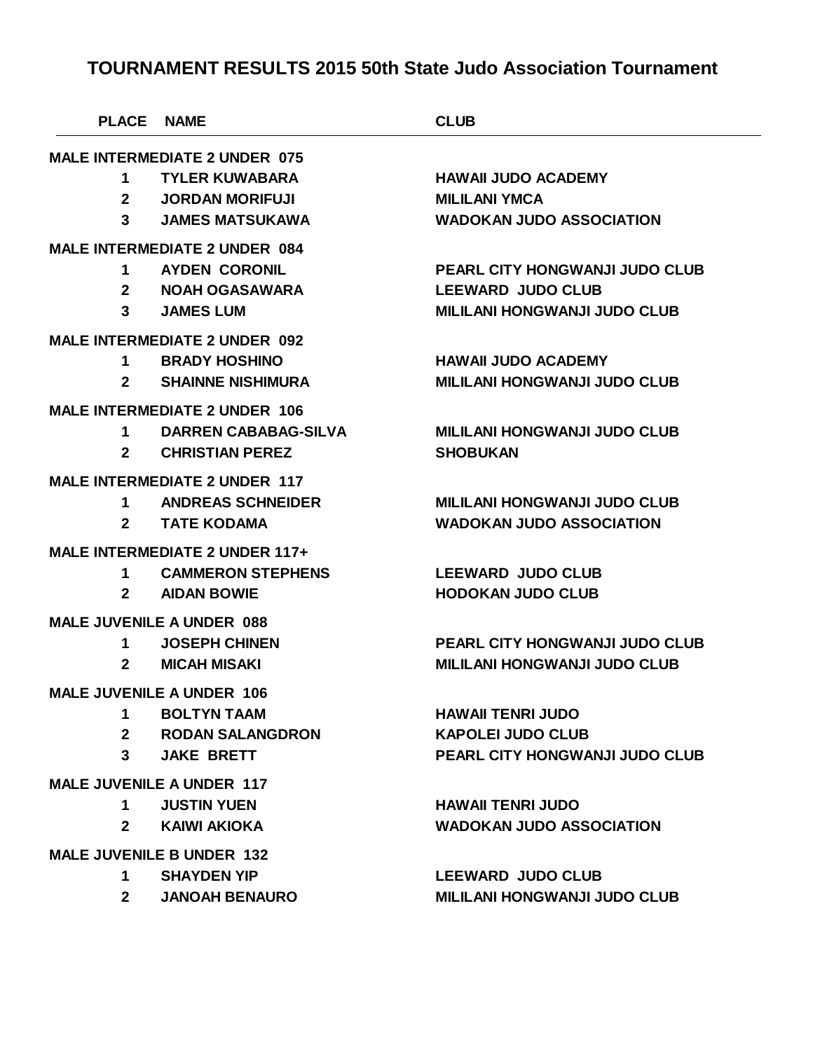# TOURNAMENT RESULTS 2015 50th State Judo Association Tournament

| PLACE | NAME | CLUB |
|---|---|---|
| **MALE INTERMEDIATE 2 UNDER 075** | | |
| 1 | TYLER KUWABARA | HAWAII JUDO ACADEMY |
| 2 | JORDAN MORIFUJI | MILILANI YMCA |
| 3 | JAMES MATSUKAWA | WADOKAN JUDO ASSOCIATION |
| **MALE INTERMEDIATE 2 UNDER 084** | | |
| 1 | AYDEN CORONIL | PEARL CITY HONGWANJI JUDO CLUB |
| 2 | NOAH OGASAWARA | LEEWARD JUDO CLUB |
| 3 | JAMES LUM | MILILANI HONGWANJI JUDO CLUB |
| **MALE INTERMEDIATE 2 UNDER 092** | | |
| 1 | BRADY HOSHINO | HAWAII JUDO ACADEMY |
| 2 | SHAINNE NISHIMURA | MILILANI HONGWANJI JUDO CLUB |
| **MALE INTERMEDIATE 2 UNDER 106** | | |
| 1 | DARREN CABABAG-SILVA | MILILANI HONGWANJI JUDO CLUB |
| 2 | CHRISTIAN PEREZ | SHOBUKAN |
| **MALE INTERMEDIATE 2 UNDER 117** | | |
| 1 | ANDREAS SCHNEIDER | MILILANI HONGWANJI JUDO CLUB |
| 2 | TATE KODAMA | WADOKAN JUDO ASSOCIATION |
| **MALE INTERMEDIATE 2 UNDER 117+** | | |
| 1 | CAMMERON STEPHENS | LEEWARD JUDO CLUB |
| 2 | AIDAN BOWIE | HODOKAN JUDO CLUB |
| **MALE JUVENILE A UNDER 088** | | |
| 1 | JOSEPH CHINEN | PEARL CITY HONGWANJI JUDO CLUB |
| 2 | MICAH MISAKI | MILILANI HONGWANJI JUDO CLUB |
| **MALE JUVENILE A UNDER 106** | | |
| 1 | BOLTYN TAAM | HAWAII TENRI JUDO |
| 2 | RODAN SALANGDRON | KAPOLEI JUDO CLUB |
| 3 | JAKE BRETT | PEARL CITY HONGWANJI JUDO CLUB |
| **MALE JUVENILE A UNDER 117** | | |
| 1 | JUSTIN YUEN | HAWAII TENRI JUDO |
| 2 | KAIWI AKIOKA | WADOKAN JUDO ASSOCIATION |
| **MALE JUVENILE B UNDER 132** | | |
| 1 | SHAYDEN YIP | LEEWARD JUDO CLUB |
| 2 | JANOAH BENAURO | MILILANI HONGWANJI JUDO CLUB |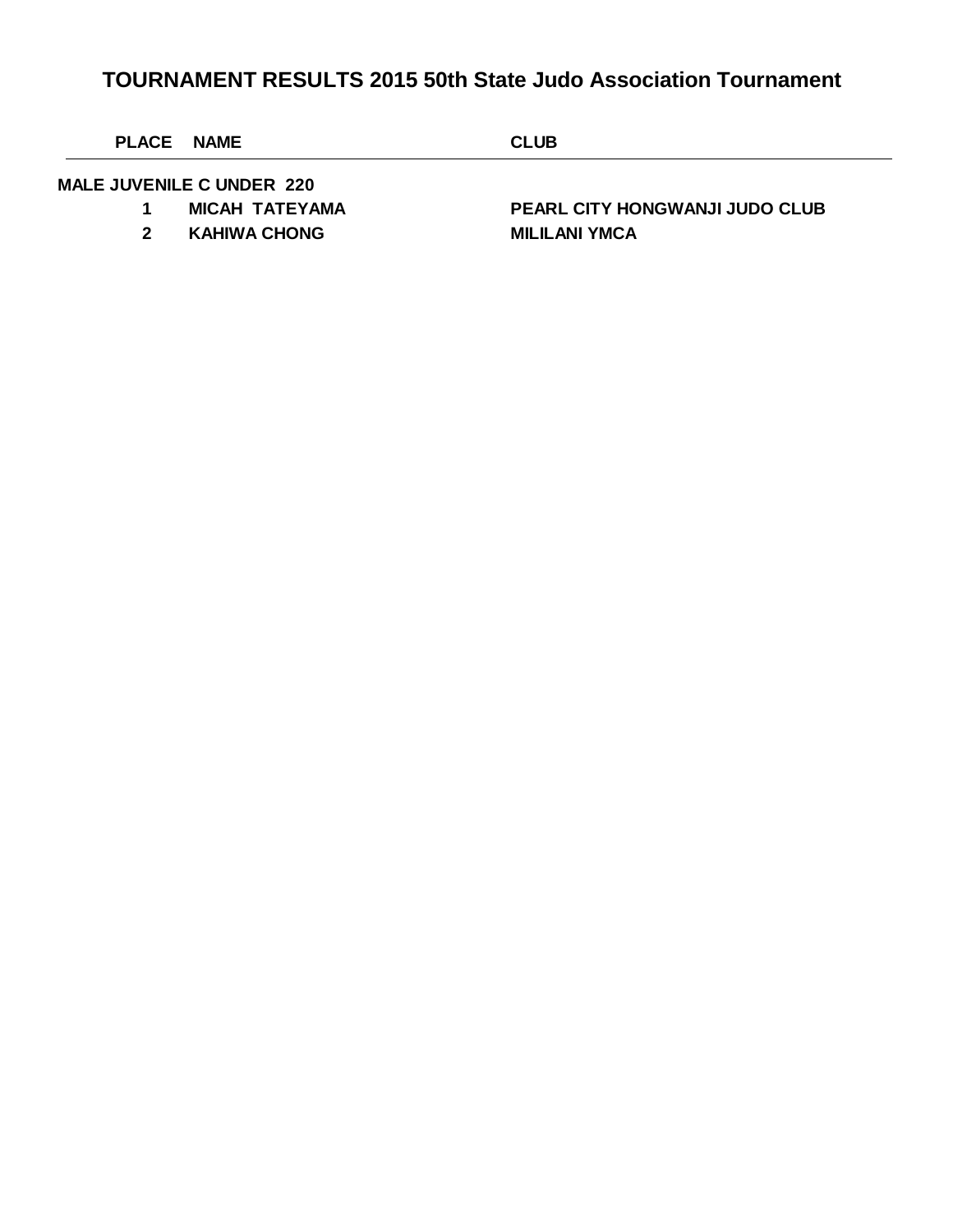# TOURNAMENT RESULTS 2015 50th State Judo Association Tournament

| PLACE | NAME | CLUB |
|---|---|---|
| **MALE JUVENILE C UNDER 220** | | |
| 1 | MICAH TATEYAMA | PEARL CITY HONGWANJI JUDO CLUB |
| 2 | KAHIWA CHONG | MILILANI YMCA |